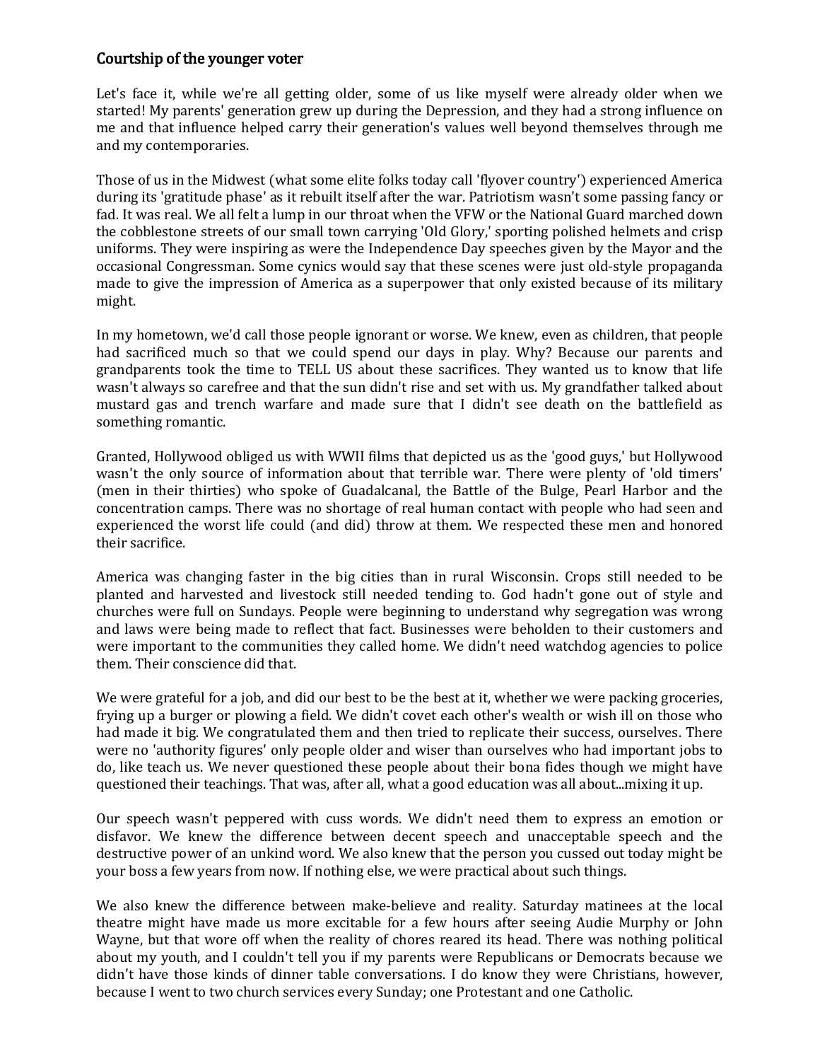## Courtship of the younger voter

Let's face it, while we're all getting older, some of us like myself were already older when we started! My parents' generation grew up during the Depression, and they had a strong influence on me and that influence helped carry their generation's values well beyond themselves through me and my contemporaries.

Those of us in the Midwest (what some elite folks today call 'flyover country') experienced America during its 'gratitude phase' as it rebuilt itself after the war. Patriotism wasn't some passing fancy or fad. It was real. We all felt a lump in our throat when the VFW or the National Guard marched down the cobblestone streets of our small town carrying 'Old Glory,' sporting polished helmets and crisp uniforms. They were inspiring as were the Independence Day speeches given by the Mayor and the occasional Congressman. Some cynics would say that these scenes were just old-style propaganda made to give the impression of America as a superpower that only existed because of its military might.

In my hometown, we'd call those people ignorant or worse. We knew, even as children, that people had sacrificed much so that we could spend our days in play. Why? Because our parents and grandparents took the time to TELL US about these sacrifices. They wanted us to know that life wasn't always so carefree and that the sun didn't rise and set with us. My grandfather talked about mustard gas and trench warfare and made sure that I didn't see death on the battlefield as something romantic.

Granted, Hollywood obliged us with WWII films that depicted us as the 'good guys,' but Hollywood wasn't the only source of information about that terrible war. There were plenty of 'old timers' (men in their thirties) who spoke of Guadalcanal, the Battle of the Bulge, Pearl Harbor and the concentration camps. There was no shortage of real human contact with people who had seen and experienced the worst life could (and did) throw at them. We respected these men and honored their sacrifice.

America was changing faster in the big cities than in rural Wisconsin. Crops still needed to be planted and harvested and livestock still needed tending to. God hadn't gone out of style and churches were full on Sundays. People were beginning to understand why segregation was wrong and laws were being made to reflect that fact. Businesses were beholden to their customers and were important to the communities they called home. We didn't need watchdog agencies to police them. Their conscience did that.

We were grateful for a job, and did our best to be the best at it, whether we were packing groceries, frying up a burger or plowing a field. We didn't covet each other's wealth or wish ill on those who had made it big. We congratulated them and then tried to replicate their success, ourselves. There were no 'authority figures' only people older and wiser than ourselves who had important jobs to do, like teach us. We never questioned these people about their bona fides though we might have questioned their teachings. That was, after all, what a good education was all about...mixing it up.

Our speech wasn't peppered with cuss words. We didn't need them to express an emotion or disfavor. We knew the difference between decent speech and unacceptable speech and the destructive power of an unkind word. We also knew that the person you cussed out today might be your boss a few years from now. If nothing else, we were practical about such things.

We also knew the difference between make-believe and reality. Saturday matinees at the local theatre might have made us more excitable for a few hours after seeing Audie Murphy or John Wayne, but that wore off when the reality of chores reared its head. There was nothing political about my youth, and I couldn't tell you if my parents were Republicans or Democrats because we didn't have those kinds of dinner table conversations. I do know they were Christians, however, because I went to two church services every Sunday; one Protestant and one Catholic.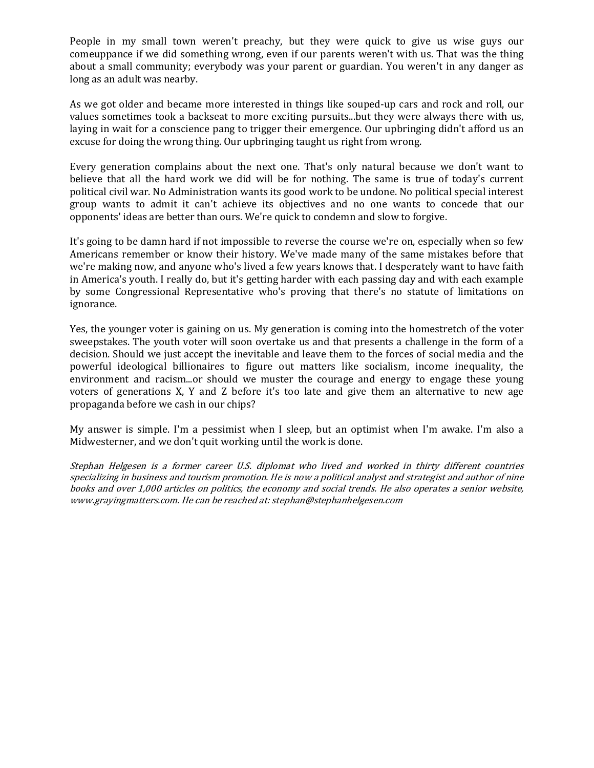People in my small town weren't preachy, but they were quick to give us wise guys our comeuppance if we did something wrong, even if our parents weren't with us. That was the thing about a small community; everybody was your parent or guardian. You weren't in any danger as long as an adult was nearby.

As we got older and became more interested in things like souped-up cars and rock and roll, our values sometimes took a backseat to more exciting pursuits...but they were always there with us, laying in wait for a conscience pang to trigger their emergence. Our upbringing didn't afford us an excuse for doing the wrong thing. Our upbringing taught us right from wrong.

Every generation complains about the next one. That's only natural because we don't want to believe that all the hard work we did will be for nothing. The same is true of today's current political civil war. No Administration wants its good work to be undone. No political special interest group wants to admit it can't achieve its objectives and no one wants to concede that our opponents' ideas are better than ours. We're quick to condemn and slow to forgive.

It's going to be damn hard if not impossible to reverse the course we're on, especially when so few Americans remember or know their history. We've made many of the same mistakes before that we're making now, and anyone who's lived a few years knows that. I desperately want to have faith in America's youth. I really do, but it's getting harder with each passing day and with each example by some Congressional Representative who's proving that there's no statute of limitations on ignorance.

Yes, the younger voter is gaining on us. My generation is coming into the homestretch of the voter sweepstakes. The youth voter will soon overtake us and that presents a challenge in the form of a decision. Should we just accept the inevitable and leave them to the forces of social media and the powerful ideological billionaires to figure out matters like socialism, income inequality, the environment and racism...or should we muster the courage and energy to engage these young voters of generations X, Y and Z before it's too late and give them an alternative to new age propaganda before we cash in our chips?

My answer is simple. I'm a pessimist when I sleep, but an optimist when I'm awake. I'm also a Midwesterner, and we don't quit working until the work is done.

*Stephan Helgesen is a former career U.S. diplomat who lived and worked in thirty different countries specializing in business and tourism promotion. He is now a political analyst and strategist and author of nine books and over 1,000 articles on politics, the economy and social trends. He also operates a senior website, www.grayingmatters.com. He can be reached at: stephan@stephanhelgesen.com*